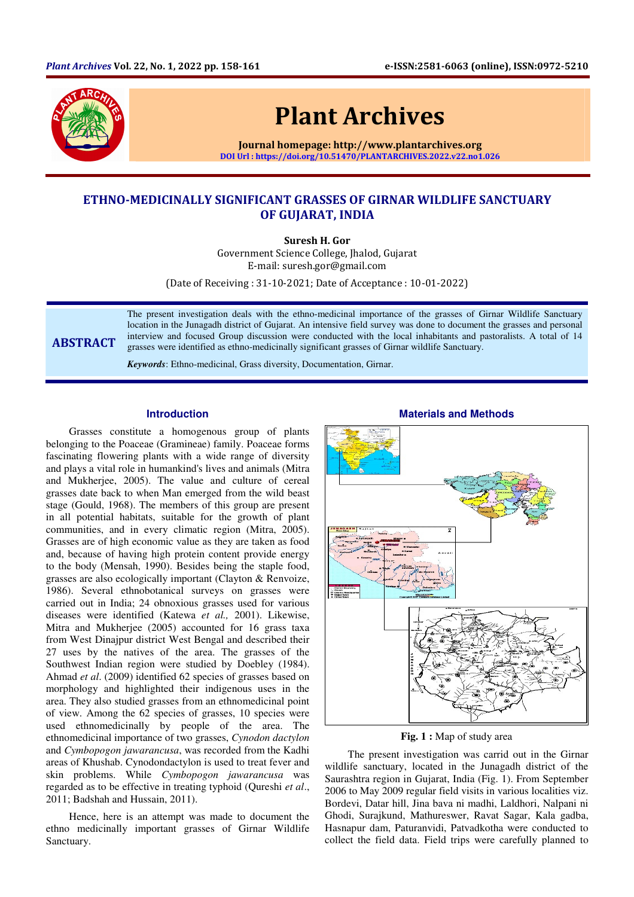# ETHNO-MEDICINALLY SIGNIFICANT GRASSES OF GIRNAR WILDLIFE SANCTUARY OF GUJARAT, INDIA

**Suresh H. Gor**

Government Science College, Jhalod, Gujarat

E-mail: suresh.gor@gmail.com

(Date of Receiving : 31-10-2021; Date of Acceptance : 10-01-2022)

**ABSTRACT**

The present investigation deals with the ethno-medicinal importance of the grasses of Girnar Wildlife Sanctuary location in the Junagadh district of Gujarat. An intensive field survey was done to document the grasses and personal interview and focused Group discussion were conducted with the local inhabitants and pastoralists. A total of 14 grasses were identified as ethno-medicinally significant grasses of Girnar wildlife Sanctuary.

***Keywords***: Ethno-medicinal, Grass diversity, Documentation, Girnar.

## Introduction

Grasses constitute a homogenous group of plants belonging to the Poaceae (Gramineae) family. Poaceae forms fascinating flowering plants with a wide range of diversity and plays a vital role in humankind's lives and animals (Mitra and Mukherjee, 2005). The value and culture of cereal grasses date back to when Man emerged from the wild beast stage (Gould, 1968). The members of this group are present in all potential habitats, suitable for the growth of plant communities, and in every climatic region (Mitra, 2005). Grasses are of high economic value as they are taken as food and, because of having high protein content provide energy to the body (Mensah, 1990). Besides being the staple food, grasses are also ecologically important (Clayton & Renvoize, 1986). Several ethnobotanical surveys on grasses were carried out in India; 24 obnoxious grasses used for various diseases were identified (Katewa *et al.,* 2001). Likewise, Mitra and Mukherjee (2005) accounted for 16 grass taxa from West Dinajpur district West Bengal and described their 27 uses by the natives of the area. The grasses of the Southwest Indian region were studied by Doebley (1984). Ahmad *et al*. (2009) identified 62 species of grasses based on morphology and highlighted their indigenous uses in the area. They also studied grasses from an ethnomedicinal point of view. Among the 62 species of grasses, 10 species were used ethnomedicinally by people of the area. The ethnomedicinal importance of two grasses, *Cynodon dactylon* and *Cymbopogon jawarancusa*, was recorded from the Kadhi areas of Khushab. Cynodondactylon is used to treat fever and skin problems. While *Cymbopogon jawarancusa* was regarded as to be effective in treating typhoid (Qureshi *et al*., 2011; Badshah and Hussain, 2011).

Hence, here is an attempt was made to document the ethno medicinally important grasses of Girnar Wildlife Sanctuary.

## Materials and Methods

**Fig. 1 :** Map of study area

The present investigation was carrid out in the Girnar wildlife sanctuary, located in the Junagadh district of the Saurashtra region in Gujarat, India (Fig. 1). From September 2006 to May 2009 regular field visits in various localities viz. Bordevi, Datar hill, Jina bava ni madhi, Laldhori, Nalpani ni Ghodi, Surajkund, Mathureswer, Ravat Sagar, Kala gadba, Hasnapur dam, Paturanvidi, Patvadkotha were conducted to collect the field data. Field trips were carefully planned to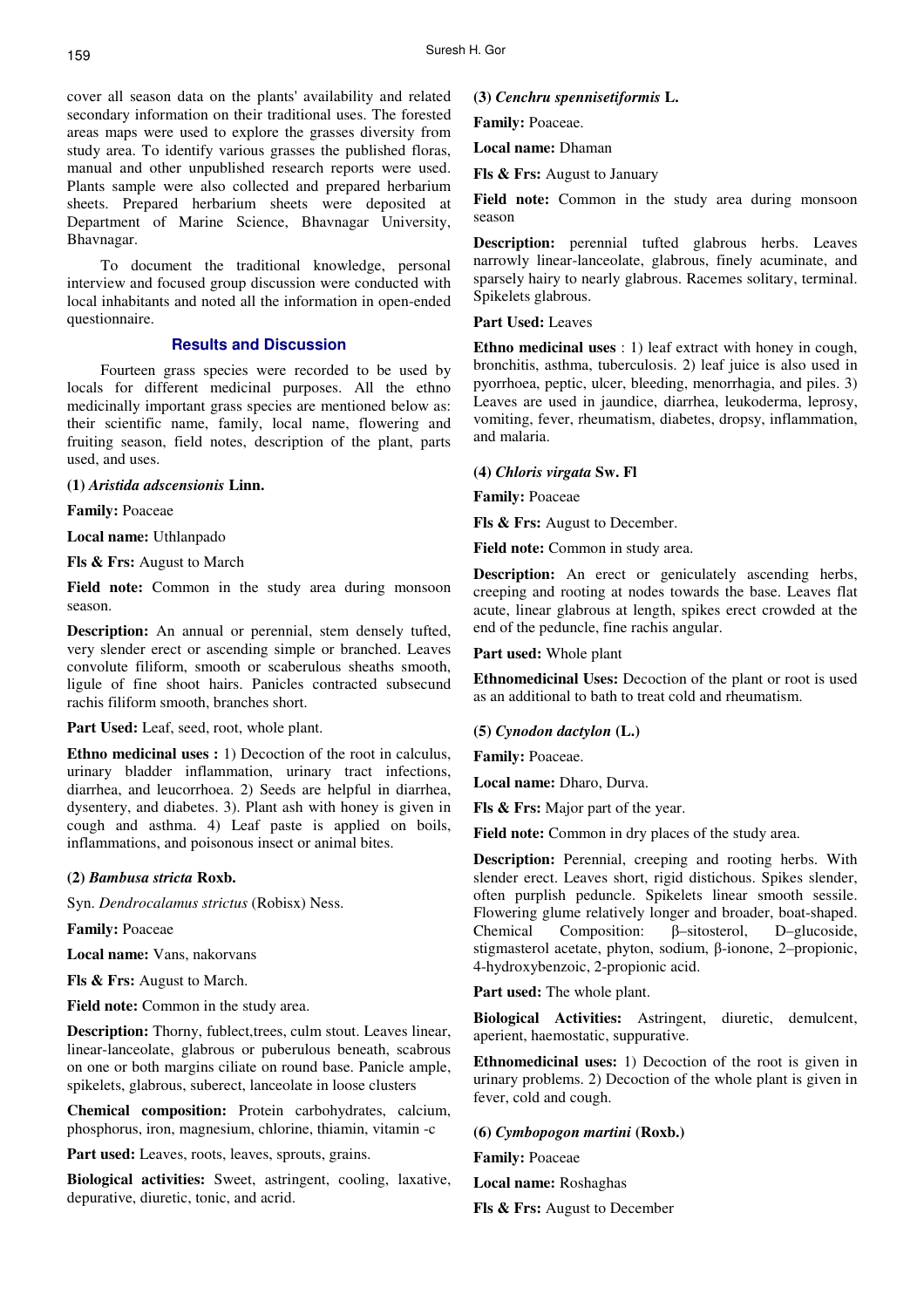cover all season data on the plants' availability and related secondary information on their traditional uses. The forested areas maps were used to explore the grasses diversity from study area. To identify various grasses the published floras, manual and other unpublished research reports were used. Plants sample were also collected and prepared herbarium sheets. Prepared herbarium sheets were deposited at Department of Marine Science, Bhavnagar University, Bhavnagar.

To document the traditional knowledge, personal interview and focused group discussion were conducted with local inhabitants and noted all the information in open-ended questionnaire.

## Results and Discussion

Fourteen grass species were recorded to be used by locals for different medicinal purposes. All the ethno medicinally important grass species are mentioned below as: their scientific name, family, local name, flowering and fruiting season, field notes, description of the plant, parts used, and uses.

**(1) *Aristida adscensionis* Linn.**

**Family:** Poaceae

**Local name:** Uthlanpado

**Fls & Frs:** August to March

**Field note:** Common in the study area during monsoon season.

**Description:** An annual or perennial, stem densely tufted, very slender erect or ascending simple or branched. Leaves convolute filiform, smooth or scaberulous sheaths smooth, ligule of fine shoot hairs. Panicles contracted subsecund rachis filiform smooth, branches short.

**Part Used:** Leaf, seed, root, whole plant.

**Ethno medicinal uses :** 1) Decoction of the root in calculus, urinary bladder inflammation, urinary tract infections, diarrhea, and leucorrhoea. 2) Seeds are helpful in diarrhea, dysentery, and diabetes. 3). Plant ash with honey is given in cough and asthma. 4) Leaf paste is applied on boils, inflammations, and poisonous insect or animal bites.

**(2) *Bambusa stricta* Roxb.**

Syn. *Dendrocalamus strictus* (Robisx) Ness.

**Family:** Poaceae

**Local name:** Vans, nakorvans

**Fls & Frs:** August to March.

**Field note:** Common in the study area.

**Description:** Thorny, fublect,trees, culm stout. Leaves linear, linear-lanceolate, glabrous or puberulous beneath, scabrous on one or both margins ciliate on round base. Panicle ample, spikelets, glabrous, suberect, lanceolate in loose clusters

**Chemical composition:** Protein carbohydrates, calcium, phosphorus, iron, magnesium, chlorine, thiamin, vitamin -c

**Part used:** Leaves, roots, leaves, sprouts, grains.

**Biological activities:** Sweet, astringent, cooling, laxative, depurative, diuretic, tonic, and acrid.

**(3) *Cenchru spennisetiformis* L.**

**Family:** Poaceae.

**Local name:** Dhaman

**Fls & Frs:** August to January

**Field note:** Common in the study area during monsoon season

**Description:** perennial tufted glabrous herbs. Leaves narrowly linear-lanceolate, glabrous, finely acuminate, and sparsely hairy to nearly glabrous. Racemes solitary, terminal. Spikelets glabrous.

**Part Used:** Leaves

**Ethno medicinal uses** : 1) leaf extract with honey in cough, bronchitis, asthma, tuberculosis. 2) leaf juice is also used in pyorrhoea, peptic, ulcer, bleeding, menorrhagia, and piles. 3) Leaves are used in jaundice, diarrhea, leukoderma, leprosy, vomiting, fever, rheumatism, diabetes, dropsy, inflammation, and malaria.

**(4) *Chloris virgata* Sw. Fl**

**Family:** Poaceae

**Fls & Frs:** August to December.

**Field note:** Common in study area.

**Description:** An erect or geniculately ascending herbs, creeping and rooting at nodes towards the base. Leaves flat acute, linear glabrous at length, spikes erect crowded at the end of the peduncle, fine rachis angular.

**Part used:** Whole plant

**Ethnomedicinal Uses:** Decoction of the plant or root is used as an additional to bath to treat cold and rheumatism.

**(5) *Cynodon dactylon* (L.)**

**Family:** Poaceae.

**Local name:** Dharo, Durva.

**Fls & Frs:** Major part of the year.

**Field note:** Common in dry places of the study area.

**Description:** Perennial, creeping and rooting herbs. With slender erect. Leaves short, rigid distichous. Spikes slender, often purplish peduncle. Spikelets linear smooth sessile. Flowering glume relatively longer and broader, boat-shaped. Chemical Composition: β–sitosterol, D–glucoside, stigmasterol acetate, phyton, sodium, β-ionone, 2–propionic, 4-hydroxybenzoic, 2-propionic acid.

**Part used:** The whole plant.

**Biological Activities:** Astringent, diuretic, demulcent, aperient, haemostatic, suppurative.

**Ethnomedicinal uses:** 1) Decoction of the root is given in urinary problems. 2) Decoction of the whole plant is given in fever, cold and cough.

**(6) *Cymbopogon martini* (Roxb.)**

**Family:** Poaceae

**Local name:** Roshaghas

**Fls & Frs:** August to December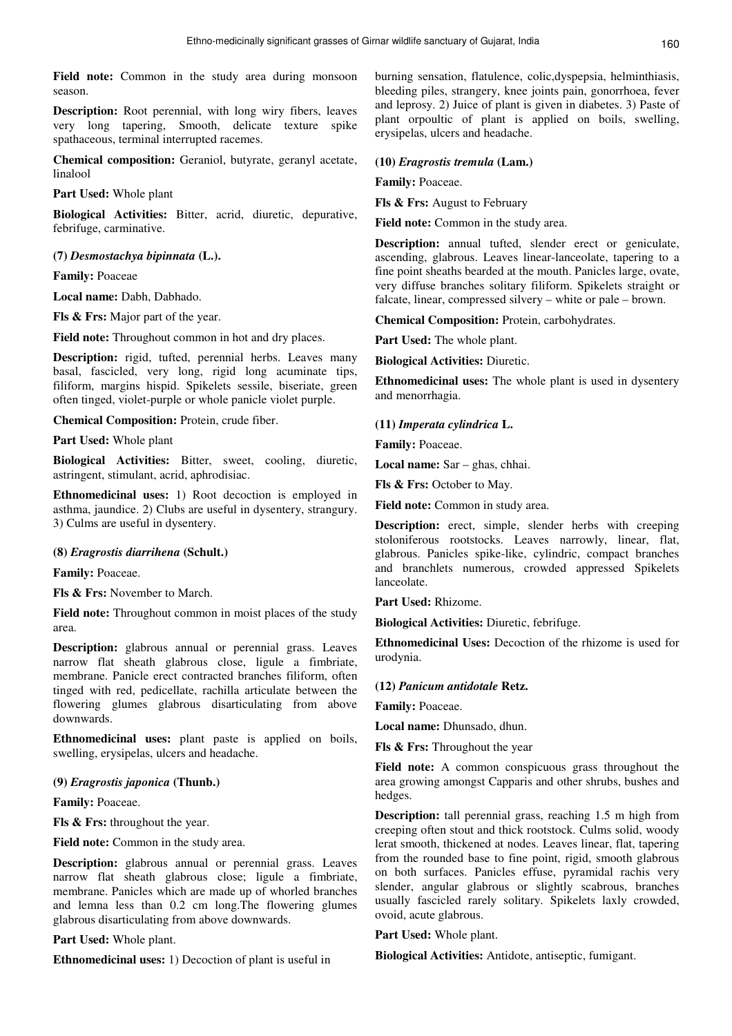**Field note:** Common in the study area during monsoon season.

**Description:** Root perennial, with long wiry fibers, leaves very long tapering, Smooth, delicate texture spike spathaceous, terminal interrupted racemes.

**Chemical composition:** Geraniol, butyrate, geranyl acetate, linalool

**Part Used:** Whole plant

**Biological Activities:** Bitter, acrid, diuretic, depurative, febrifuge, carminative.

**(7)** ***Desmostachya bipinnata*** **(L.).**

**Family:** Poaceae

**Local name:** Dabh, Dabhado.

**Fls & Frs:** Major part of the year.

**Field note:** Throughout common in hot and dry places.

**Description:** rigid, tufted, perennial herbs. Leaves many basal, fascicled, very long, rigid long acuminate tips, filiform, margins hispid. Spikelets sessile, biseriate, green often tinged, violet-purple or whole panicle violet purple.

**Chemical Composition:** Protein, crude fiber.

**Part Used:** Whole plant

**Biological Activities:** Bitter, sweet, cooling, diuretic, astringent, stimulant, acrid, aphrodisiac.

**Ethnomedicinal uses:** 1) Root decoction is employed in asthma, jaundice. 2) Clubs are useful in dysentery, strangury. 3) Culms are useful in dysentery.

**(8)** ***Eragrostis diarrihena*** **(Schult.)**

**Family:** Poaceae.

**Fls & Frs:** November to March.

**Field note:** Throughout common in moist places of the study area.

**Description:** glabrous annual or perennial grass. Leaves narrow flat sheath glabrous close, ligule a fimbriate, membrane. Panicle erect contracted branches filiform, often tinged with red, pedicellate, rachilla articulate between the flowering glumes glabrous disarticulating from above downwards.

**Ethnomedicinal uses:** plant paste is applied on boils, swelling, erysipelas, ulcers and headache.

**(9)** ***Eragrostis japonica*** **(Thunb.)**

**Family:** Poaceae.

**Fls & Frs:** throughout the year.

**Field note:** Common in the study area.

**Description:** glabrous annual or perennial grass. Leaves narrow flat sheath glabrous close; ligule a fimbriate, membrane. Panicles which are made up of whorled branches and lemna less than 0.2 cm long.The flowering glumes glabrous disarticulating from above downwards.

**Part Used:** Whole plant.

**Ethnomedicinal uses:** 1) Decoction of plant is useful in burning sensation, flatulence, colic,dyspepsia, helminthiasis, bleeding piles, strangery, knee joints pain, gonorrhoea, fever and leprosy. 2) Juice of plant is given in diabetes. 3) Paste of plant orpoultic of plant is applied on boils, swelling, erysipelas, ulcers and headache.

**(10)** ***Eragrostis tremula*** **(Lam.)**

**Family:** Poaceae.

**Fls & Frs:** August to February

**Field note:** Common in the study area.

**Description:** annual tufted, slender erect or geniculate, ascending, glabrous. Leaves linear-lanceolate, tapering to a fine point sheaths bearded at the mouth. Panicles large, ovate, very diffuse branches solitary filiform. Spikelets straight or falcate, linear, compressed silvery – white or pale – brown.

**Chemical Composition:** Protein, carbohydrates.

**Part Used:** The whole plant.

**Biological Activities:** Diuretic.

**Ethnomedicinal uses:** The whole plant is used in dysentery and menorrhagia.

**(11)** ***Imperata cylindrica*** **L.**

**Family:** Poaceae.

**Local name:** Sar – ghas, chhai.

**Fls & Frs:** October to May.

**Field note:** Common in study area.

**Description:** erect, simple, slender herbs with creeping stoloniferous rootstocks. Leaves narrowly, linear, flat, glabrous. Panicles spike-like, cylindric, compact branches and branchlets numerous, crowded appressed Spikelets lanceolate.

**Part Used:** Rhizome.

**Biological Activities:** Diuretic, febrifuge.

**Ethnomedicinal Uses:** Decoction of the rhizome is used for urodynia.

**(12)** ***Panicum antidotale*** **Retz.**

**Family:** Poaceae.

**Local name:** Dhunsado, dhun.

**Fls & Frs:** Throughout the year

**Field note:** A common conspicuous grass throughout the area growing amongst Capparis and other shrubs, bushes and hedges.

**Description:** tall perennial grass, reaching 1.5 m high from creeping often stout and thick rootstock. Culms solid, woody lerat smooth, thickened at nodes. Leaves linear, flat, tapering from the rounded base to fine point, rigid, smooth glabrous on both surfaces. Panicles effuse, pyramidal rachis very slender, angular glabrous or slightly scabrous, branches usually fascicled rarely solitary. Spikelets laxly crowded, ovoid, acute glabrous.

**Part Used:** Whole plant.

**Biological Activities:** Antidote, antiseptic, fumigant.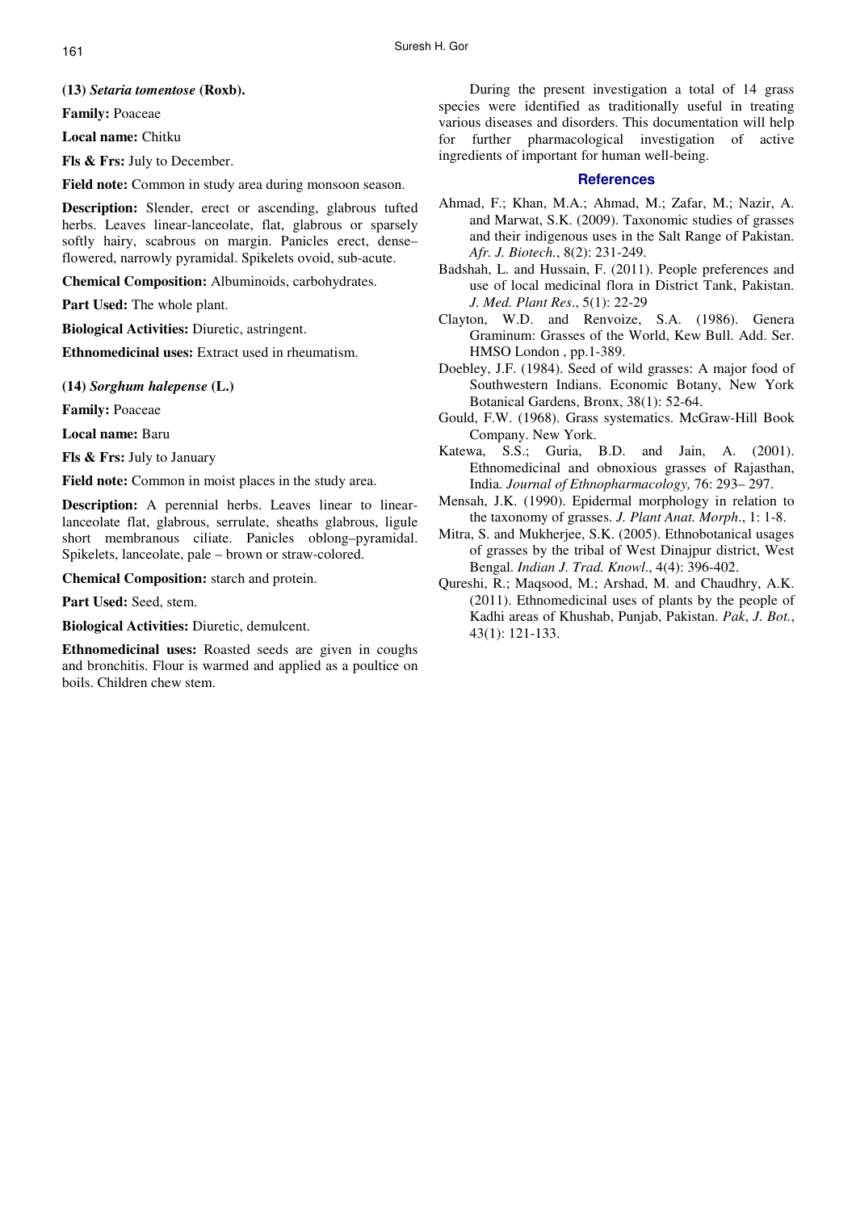**(13)** ***Setaria tomentose*** **(Roxb).**

**Family:** Poaceae

**Local name:** Chitku

**Fls & Frs:** July to December.

**Field note:** Common in study area during monsoon season.

**Description:** Slender, erect or ascending, glabrous tufted herbs. Leaves linear-lanceolate, flat, glabrous or sparsely softly hairy, scabrous on margin. Panicles erect, dense–flowered, narrowly pyramidal. Spikelets ovoid, sub-acute.

**Chemical Composition:** Albuminoids, carbohydrates.

**Part Used:** The whole plant.

**Biological Activities:** Diuretic, astringent.

**Ethnomedicinal uses:** Extract used in rheumatism.

**(14)** ***Sorghum halepense*** **(L.)**

**Family:** Poaceae

**Local name:** Baru

**Fls & Frs:** July to January

**Field note:** Common in moist places in the study area.

**Description:** A perennial herbs. Leaves linear to linear-lanceolate flat, glabrous, serrulate, sheaths glabrous, ligule short membranous ciliate. Panicles oblong–pyramidal. Spikelets, lanceolate, pale – brown or straw-colored.

**Chemical Composition:** starch and protein.

**Part Used:** Seed, stem.

**Biological Activities:** Diuretic, demulcent.

**Ethnomedicinal uses:** Roasted seeds are given in coughs and bronchitis. Flour is warmed and applied as a poultice on boils. Children chew stem.

During the present investigation a total of 14 grass species were identified as traditionally useful in treating various diseases and disorders. This documentation will help for further pharmacological investigation of active ingredients of important for human well-being.

## References

Ahmad, F.; Khan, M.A.; Ahmad, M.; Zafar, M.; Nazir, A. and Marwat, S.K. (2009). Taxonomic studies of grasses and their indigenous uses in the Salt Range of Pakistan. *Afr. J. Biotech.*, 8(2): 231-249.

Badshah, L. and Hussain, F. (2011). People preferences and use of local medicinal flora in District Tank, Pakistan. *J. Med. Plant Res*., 5(1): 22-29

Clayton, W.D. and Renvoize, S.A. (1986). Genera Graminum: Grasses of the World, Kew Bull. Add. Ser. HMSO London , pp.1-389.

Doebley, J.F. (1984). Seed of wild grasses: A major food of Southwestern Indians. Economic Botany, New York Botanical Gardens, Bronx, 38(1): 52-64.

Gould, F.W. (1968). Grass systematics. McGraw-Hill Book Company. New York.

Katewa, S.S.; Guria, B.D. and Jain, A. (2001). Ethnomedicinal and obnoxious grasses of Rajasthan, India. *Journal of Ethnopharmacology,* 76: 293– 297.

Mensah, J.K. (1990). Epidermal morphology in relation to the taxonomy of grasses. *J. Plant Anat. Morph*., 1: 1-8.

Mitra, S. and Mukherjee, S.K. (2005). Ethnobotanical usages of grasses by the tribal of West Dinajpur district, West Bengal. *Indian J. Trad. Knowl*., 4(4): 396-402.

Qureshi, R.; Maqsood, M.; Arshad, M. and Chaudhry, A.K. (2011). Ethnomedicinal uses of plants by the people of Kadhi areas of Khushab, Punjab, Pakistan. *Pak*, *J. Bot.*, 43(1): 121-133.